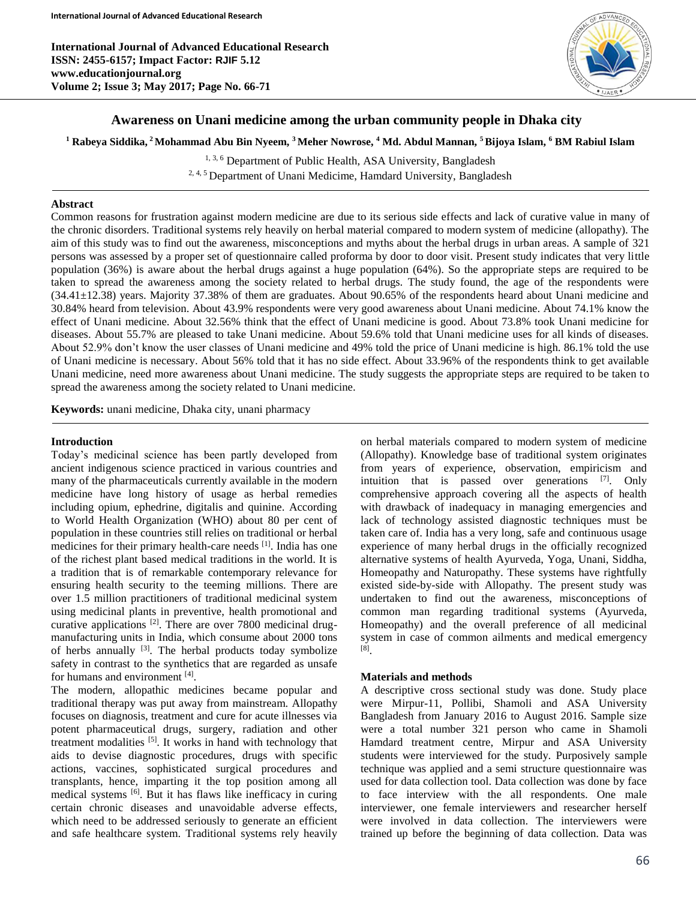# Awareness on Unani medicine among the urban community people in Dhaka city

[1] Rabeya Siddika, [2] Mohammad Abu Bin Nyeem, [3] Meher Nowrose, [4] Md. Abdul Mannan, [5] Bijoya Islam, [6] BM Rabiul Islam

[1, 3, 6] Department of Public Health, ASA University, Bangladesh
[2, 4, 5] Department of Unani Medicime, Hamdard University, Bangladesh

## Abstract

Common reasons for frustration against modern medicine are due to its serious side effects and lack of curative value in many of the chronic disorders. Traditional systems rely heavily on herbal material compared to modern system of medicine (allopathy). The aim of this study was to find out the awareness, misconceptions and myths about the herbal drugs in urban areas. A sample of 321 persons was assessed by a proper set of questionnaire called proforma by door to door visit. Present study indicates that very little population (36%) is aware about the herbal drugs against a huge population (64%). So the appropriate steps are required to be taken to spread the awareness among the society related to herbal drugs. The study found, the age of the respondents were (34.41±12.38) years. Majority 37.38% of them are graduates. About 90.65% of the respondents heard about Unani medicine and 30.84% heard from television. About 43.9% respondents were very good awareness about Unani medicine. About 74.1% know the effect of Unani medicine. About 32.56% think that the effect of Unani medicine is good. About 73.8% took Unani medicine for diseases. About 55.7% are pleased to take Unani medicine. About 59.6% told that Unani medicine uses for all kinds of diseases. About 52.9% don't know the user classes of Unani medicine and 49% told the price of Unani medicine is high. 86.1% told the use of Unani medicine is necessary. About 56% told that it has no side effect. About 33.96% of the respondents think to get available Unani medicine, need more awareness about Unani medicine. The study suggests the appropriate steps are required to be taken to spread the awareness among the society related to Unani medicine.

**Keywords:** unani medicine, Dhaka city, unani pharmacy

## Introduction

Today's medicinal science has been partly developed from ancient indigenous science practiced in various countries and many of the pharmaceuticals currently available in the modern medicine have long history of usage as herbal remedies including opium, ephedrine, digitalis and quinine. According to World Health Organization (WHO) about 80 per cent of population in these countries still relies on traditional or herbal medicines for their primary health-care needs [1]. India has one of the richest plant based medical traditions in the world. It is a tradition that is of remarkable contemporary relevance for ensuring health security to the teeming millions. There are over 1.5 million practitioners of traditional medicinal system using medicinal plants in preventive, health promotional and curative applications [2]. There are over 7800 medicinal drug-manufacturing units in India, which consume about 2000 tons of herbs annually [3]. The herbal products today symbolize safety in contrast to the synthetics that are regarded as unsafe for humans and environment [4].

The modern, allopathic medicines became popular and traditional therapy was put away from mainstream. Allopathy focuses on diagnosis, treatment and cure for acute illnesses via potent pharmaceutical drugs, surgery, radiation and other treatment modalities [5]. It works in hand with technology that aids to devise diagnostic procedures, drugs with specific actions, vaccines, sophisticated surgical procedures and transplants, hence, imparting it the top position among all medical systems [6]. But it has flaws like inefficacy in curing certain chronic diseases and unavoidable adverse effects, which need to be addressed seriously to generate an efficient and safe healthcare system. Traditional systems rely heavily on herbal materials compared to modern system of medicine (Allopathy). Knowledge base of traditional system originates from years of experience, observation, empiricism and intuition that is passed over generations [7]. Only comprehensive approach covering all the aspects of health with drawback of inadequacy in managing emergencies and lack of technology assisted diagnostic techniques must be taken care of. India has a very long, safe and continuous usage experience of many herbal drugs in the officially recognized alternative systems of health Ayurveda, Yoga, Unani, Siddha, Homeopathy and Naturopathy. These systems have rightfully existed side-by-side with Allopathy. The present study was undertaken to find out the awareness, misconceptions of common man regarding traditional systems (Ayurveda, Homeopathy) and the overall preference of all medicinal system in case of common ailments and medical emergency [8].

## Materials and methods

A descriptive cross sectional study was done. Study place were Mirpur-11, Pollibi, Shamoli and ASA University Bangladesh from January 2016 to August 2016. Sample size were a total number 321 person who came in Shamoli Hamdard treatment centre, Mirpur and ASA University students were interviewed for the study. Purposively sample technique was applied and a semi structure questionnaire was used for data collection tool. Data collection was done by face to face interview with the all respondents. One male interviewer, one female interviewers and researcher herself were involved in data collection. The interviewers were trained up before the beginning of data collection. Data was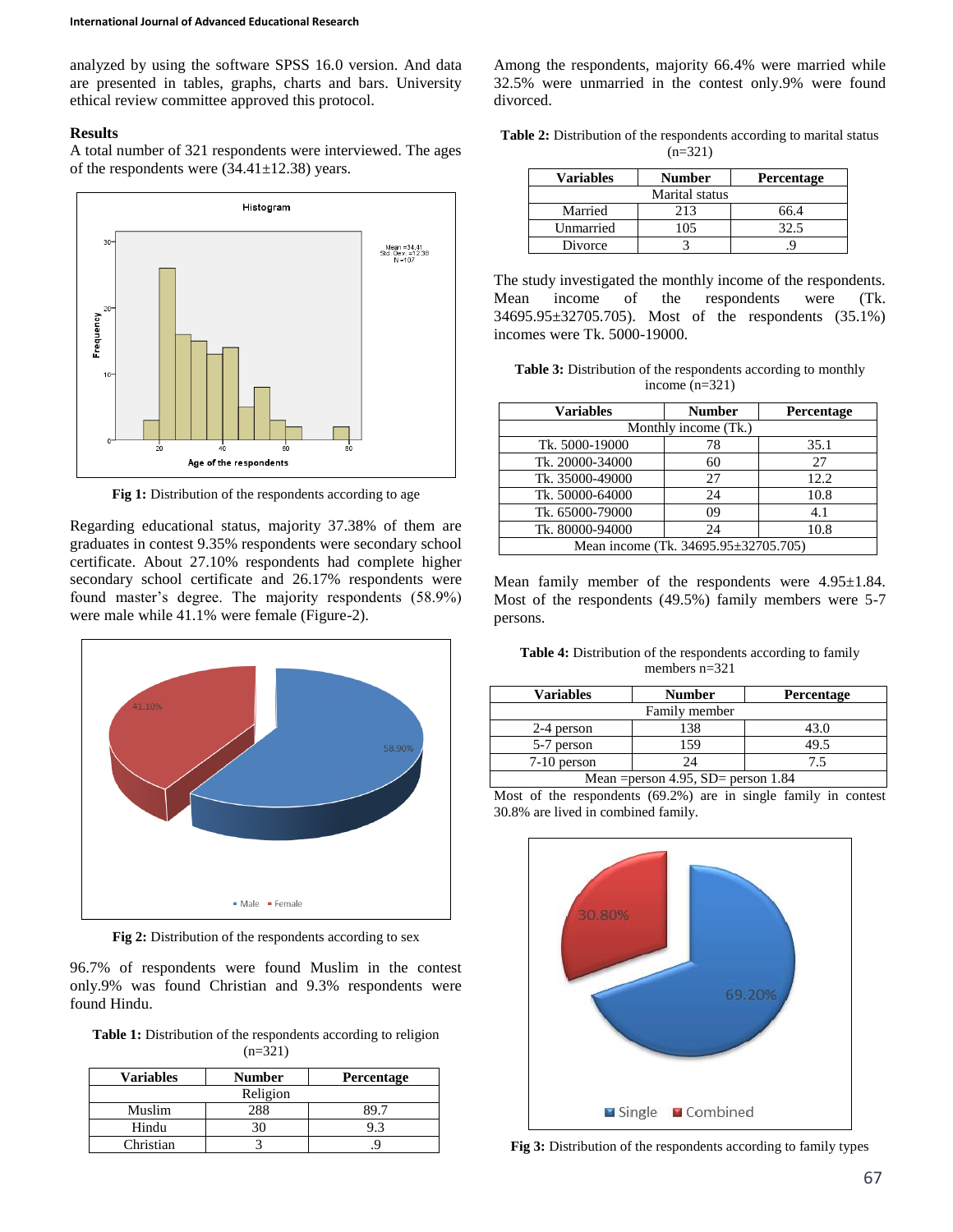analyzed by using the software SPSS 16.0 version. And data are presented in tables, graphs, charts and bars. University ethical review committee approved this protocol.

## Results

A total number of 321 respondents were interviewed. The ages of the respondents were (34.41±12.38) years.

**Fig 1:** Distribution of the respondents according to age

Regarding educational status, majority 37.38% of them are graduates in contest 9.35% respondents were secondary school certificate. About 27.10% respondents had complete higher secondary school certificate and 26.17% respondents were found master's degree. The majority respondents (58.9%) were male while 41.1% were female (Figure-2).

**Fig 2:** Distribution of the respondents according to sex

96.7% of respondents were found Muslim in the contest only.9% was found Christian and 9.3% respondents were found Hindu.

**Table 1:** Distribution of the respondents according to religion (n=321)

| Variables | Number | Percentage |
|---|---|---|
| Religion | | |
| Muslim | 288 | 89.7 |
| Hindu | 30 | 9.3 |
| Christian | 3 | .9 |

Among the respondents, majority 66.4% were married while 32.5% were unmarried in the contest only.9% were found divorced.

**Table 2:** Distribution of the respondents according to marital status (n=321)

| Variables | Number | Percentage |
|---|---|---|
| Marital status | | |
| Married | 213 | 66.4 |
| Unmarried | 105 | 32.5 |
| Divorce | 3 | .9 |

The study investigated the monthly income of the respondents. Mean income of the respondents were (Tk. 34695.95±32705.705). Most of the respondents (35.1%) incomes were Tk. 5000-19000.

**Table 3:** Distribution of the respondents according to monthly income (n=321)

| Variables | Number | Percentage |
|---|---|---|
| Monthly income (Tk.) | | |
| Tk. 5000-19000 | 78 | 35.1 |
| Tk. 20000-34000 | 60 | 27 |
| Tk. 35000-49000 | 27 | 12.2 |
| Tk. 50000-64000 | 24 | 10.8 |
| Tk. 65000-79000 | 09 | 4.1 |
| Tk. 80000-94000 | 24 | 10.8 |
| Mean income (Tk. 34695.95±32705.705) | | |

Mean family member of the respondents were 4.95±1.84. Most of the respondents (49.5%) family members were 5-7 persons.

**Table 4:** Distribution of the respondents according to family members n=321

| Variables | Number | Percentage |
|---|---|---|
| Family member | | |
| 2-4 person | 138 | 43.0 |
| 5-7 person | 159 | 49.5 |
| 7-10 person | 24 | 7.5 |
| Mean =person 4.95, SD= person 1.84 | | |

Most of the respondents (69.2%) are in single family in contest 30.8% are lived in combined family.

**Fig 3:** Distribution of the respondents according to family types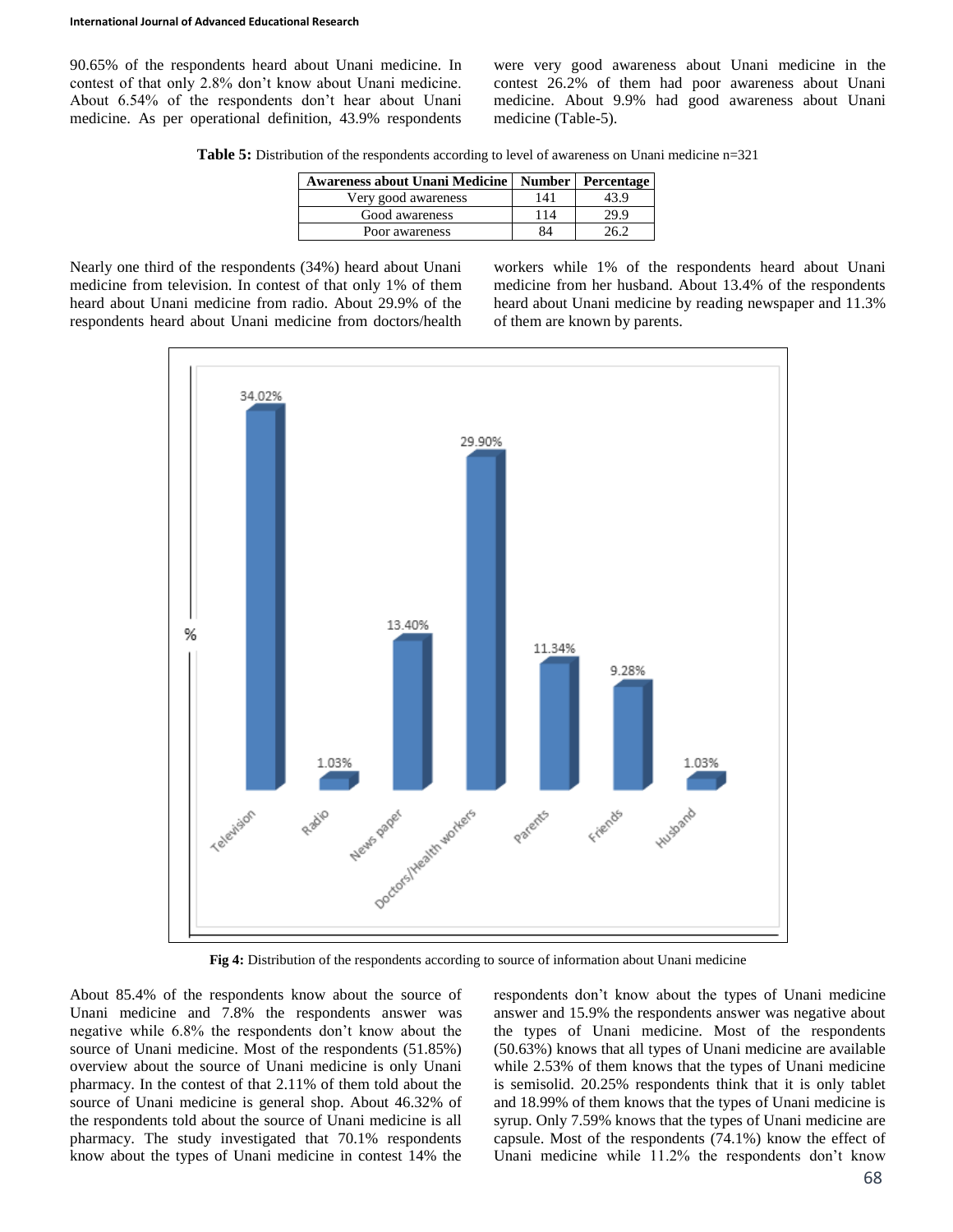90.65% of the respondents heard about Unani medicine. In contest of that only 2.8% don't know about Unani medicine. About 6.54% of the respondents don't hear about Unani medicine. As per operational definition, 43.9% respondents were very good awareness about Unani medicine in the contest 26.2% of them had poor awareness about Unani medicine. About 9.9% had good awareness about Unani medicine (Table-5).

**Table 5:** Distribution of the respondents according to level of awareness on Unani medicine n=321

| Awareness about Unani Medicine | Number | Percentage |
|---|---|---|
| Very good awareness | 141 | 43.9 |
| Good awareness | 114 | 29.9 |
| Poor awareness | 84 | 26.2 |

Nearly one third of the respondents (34%) heard about Unani medicine from television. In contest of that only 1% of them heard about Unani medicine from radio. About 29.9% of the respondents heard about Unani medicine from doctors/health workers while 1% of the respondents heard about Unani medicine from her husband. About 13.4% of the respondents heard about Unani medicine by reading newspaper and 11.3% of them are known by parents.

| Source | % |
|---|---|
| Television | 34.02% |
| Radio | 1.03% |
| News paper | 13.40% |
| Doctors/Health workers | 29.90% |
| Parents | 11.34% |
| Friends | 9.28% |
| Husband | 1.03% |

**Fig 4:** Distribution of the respondents according to source of information about Unani medicine

About 85.4% of the respondents know about the source of Unani medicine and 7.8% the respondents answer was negative while 6.8% the respondents don't know about the source of Unani medicine. Most of the respondents (51.85%) overview about the source of Unani medicine is only Unani pharmacy. In the contest of that 2.11% of them told about the source of Unani medicine is general shop. About 46.32% of the respondents told about the source of Unani medicine is all pharmacy. The study investigated that 70.1% respondents know about the types of Unani medicine in contest 14% the respondents don't know about the types of Unani medicine answer and 15.9% the respondents answer was negative about the types of Unani medicine. Most of the respondents (50.63%) knows that all types of Unani medicine are available while 2.53% of them knows that the types of Unani medicine is semisolid. 20.25% respondents think that it is only tablet and 18.99% of them knows that the types of Unani medicine is syrup. Only 7.59% knows that the types of Unani medicine are capsule. Most of the respondents (74.1%) know the effect of Unani medicine while 11.2% the respondents don't know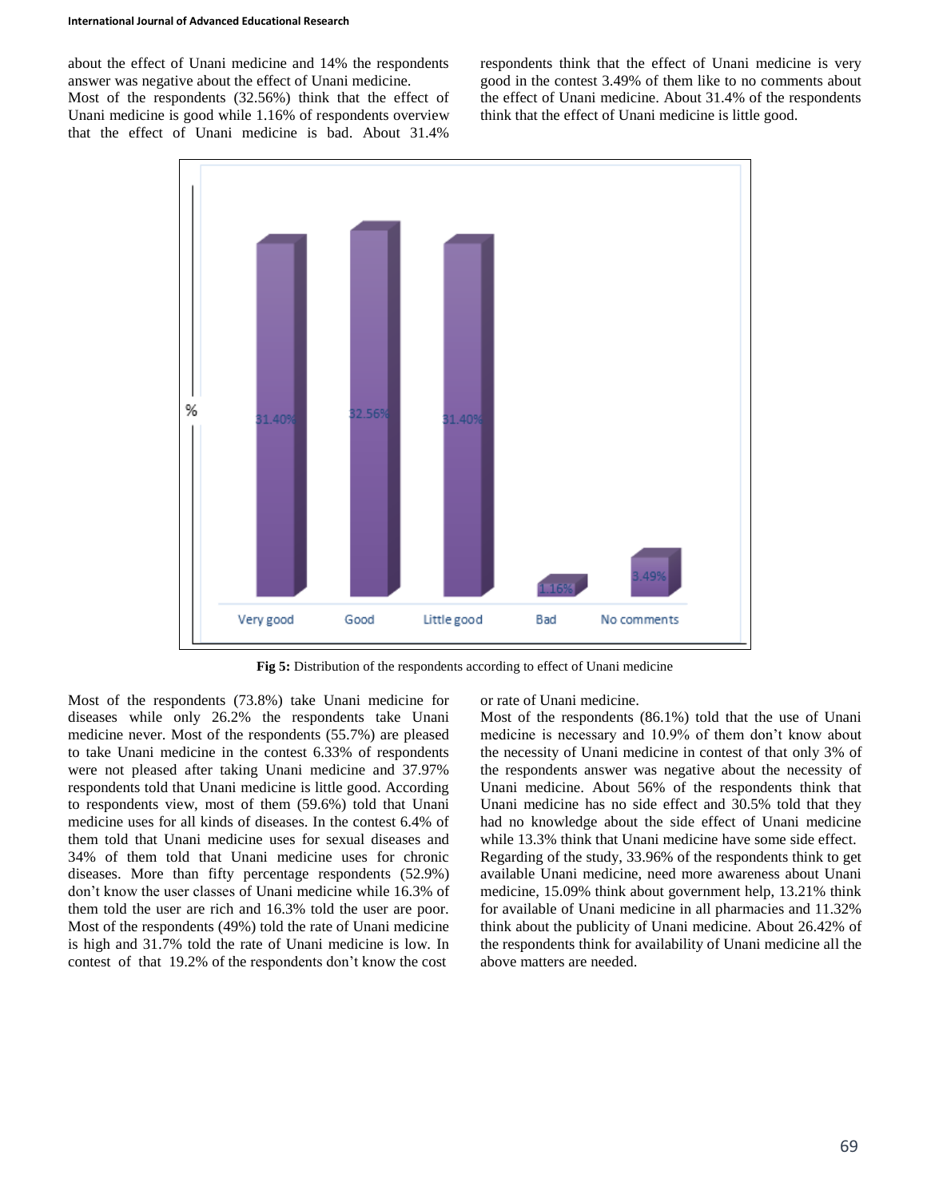about the effect of Unani medicine and 14% the respondents answer was negative about the effect of Unani medicine.

Most of the respondents (32.56%) think that the effect of Unani medicine is good while 1.16% of respondents overview that the effect of Unani medicine is bad. About 31.4% respondents think that the effect of Unani medicine is very good in the contest 3.49% of them like to no comments about the effect of Unani medicine. About 31.4% of the respondents think that the effect of Unani medicine is little good.

**Fig 5:** Distribution of the respondents according to effect of Unani medicine

Most of the respondents (73.8%) take Unani medicine for diseases while only 26.2% the respondents take Unani medicine never. Most of the respondents (55.7%) are pleased to take Unani medicine in the contest 6.33% of respondents were not pleased after taking Unani medicine and 37.97% respondents told that Unani medicine is little good. According to respondents view, most of them (59.6%) told that Unani medicine uses for all kinds of diseases. In the contest 6.4% of them told that Unani medicine uses for sexual diseases and 34% of them told that Unani medicine uses for chronic diseases. More than fifty percentage respondents (52.9%) don't know the user classes of Unani medicine while 16.3% of them told the user are rich and 16.3% told the user are poor. Most of the respondents (49%) told the rate of Unani medicine is high and 31.7% told the rate of Unani medicine is low. In contest of that 19.2% of the respondents don't know the cost or rate of Unani medicine.

Most of the respondents (86.1%) told that the use of Unani medicine is necessary and 10.9% of them don't know about the necessity of Unani medicine in contest of that only 3% of the respondents answer was negative about the necessity of Unani medicine. About 56% of the respondents think that Unani medicine has no side effect and 30.5% told that they had no knowledge about the side effect of Unani medicine while 13.3% think that Unani medicine have some side effect.

Regarding of the study, 33.96% of the respondents think to get available Unani medicine, need more awareness about Unani medicine, 15.09% think about government help, 13.21% think for available of Unani medicine in all pharmacies and 11.32% think about the publicity of Unani medicine. About 26.42% of the respondents think for availability of Unani medicine all the above matters are needed.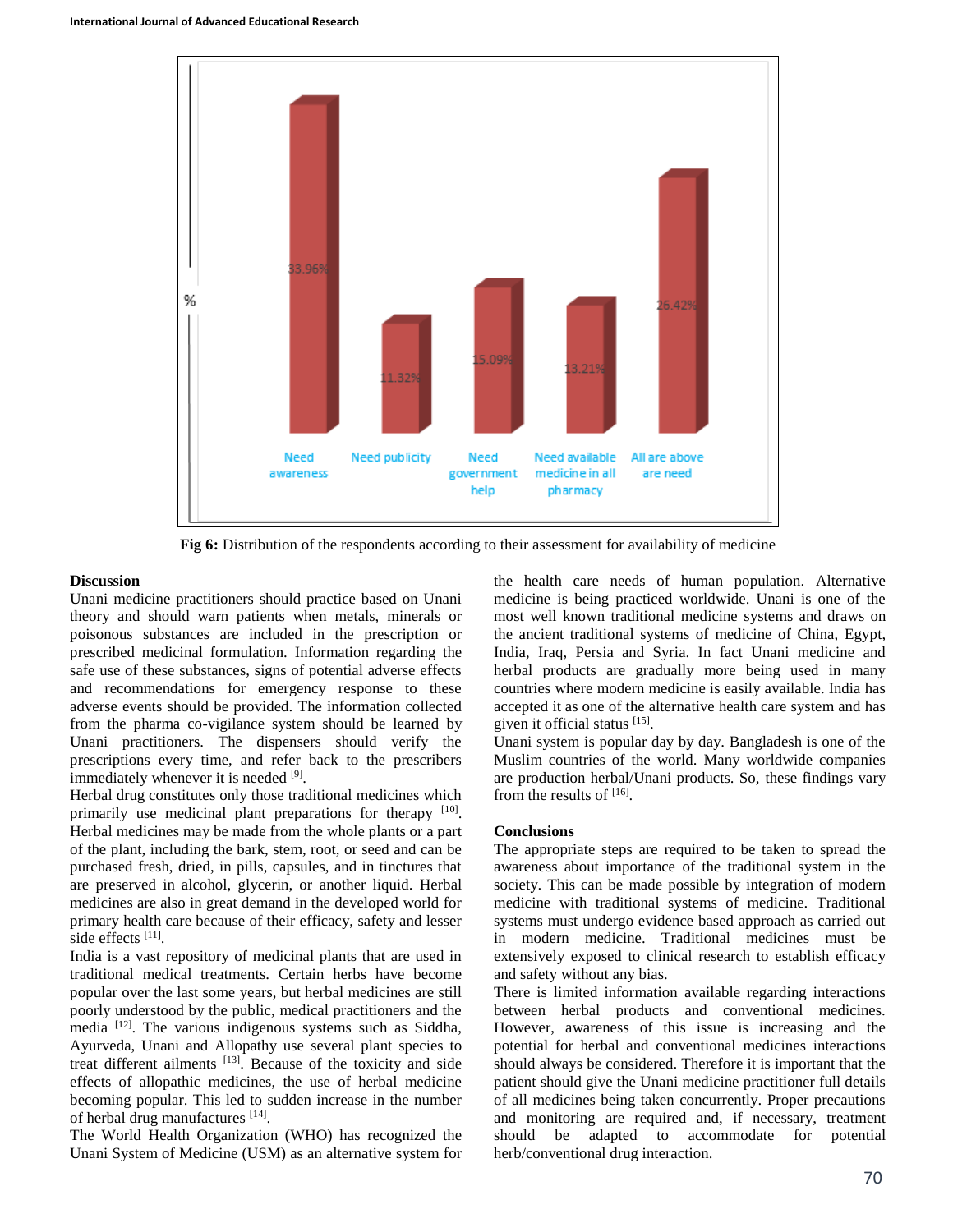Fig 6: Distribution of the respondents according to their assessment for availability of medicine

## Discussion

Unani medicine practitioners should practice based on Unani theory and should warn patients when metals, minerals or poisonous substances are included in the prescription or prescribed medicinal formulation. Information regarding the safe use of these substances, signs of potential adverse effects and recommendations for emergency response to these adverse events should be provided. The information collected from the pharma co-vigilance system should be learned by Unani practitioners. The dispensers should verify the prescriptions every time, and refer back to the prescribers immediately whenever it is needed [9].

Herbal drug constitutes only those traditional medicines which primarily use medicinal plant preparations for therapy [10]. Herbal medicines may be made from the whole plants or a part of the plant, including the bark, stem, root, or seed and can be purchased fresh, dried, in pills, capsules, and in tinctures that are preserved in alcohol, glycerin, or another liquid. Herbal medicines are also in great demand in the developed world for primary health care because of their efficacy, safety and lesser side effects [11].

India is a vast repository of medicinal plants that are used in traditional medical treatments. Certain herbs have become popular over the last some years, but herbal medicines are still poorly understood by the public, medical practitioners and the media [12]. The various indigenous systems such as Siddha, Ayurveda, Unani and Allopathy use several plant species to treat different ailments [13]. Because of the toxicity and side effects of allopathic medicines, the use of herbal medicine becoming popular. This led to sudden increase in the number of herbal drug manufactures [14].

The World Health Organization (WHO) has recognized the Unani System of Medicine (USM) as an alternative system for the health care needs of human population. Alternative medicine is being practiced worldwide. Unani is one of the most well known traditional medicine systems and draws on the ancient traditional systems of medicine of China, Egypt, India, Iraq, Persia and Syria. In fact Unani medicine and herbal products are gradually more being used in many countries where modern medicine is easily available. India has accepted it as one of the alternative health care system and has given it official status [15].

Unani system is popular day by day. Bangladesh is one of the Muslim countries of the world. Many worldwide companies are production herbal/Unani products. So, these findings vary from the results of [16].

## Conclusions

The appropriate steps are required to be taken to spread the awareness about importance of the traditional system in the society. This can be made possible by integration of modern medicine with traditional systems of medicine. Traditional systems must undergo evidence based approach as carried out in modern medicine. Traditional medicines must be extensively exposed to clinical research to establish efficacy and safety without any bias.

There is limited information available regarding interactions between herbal products and conventional medicines. However, awareness of this issue is increasing and the potential for herbal and conventional medicines interactions should always be considered. Therefore it is important that the patient should give the Unani medicine practitioner full details of all medicines being taken concurrently. Proper precautions and monitoring are required and, if necessary, treatment should be adapted to accommodate for potential herb/conventional drug interaction.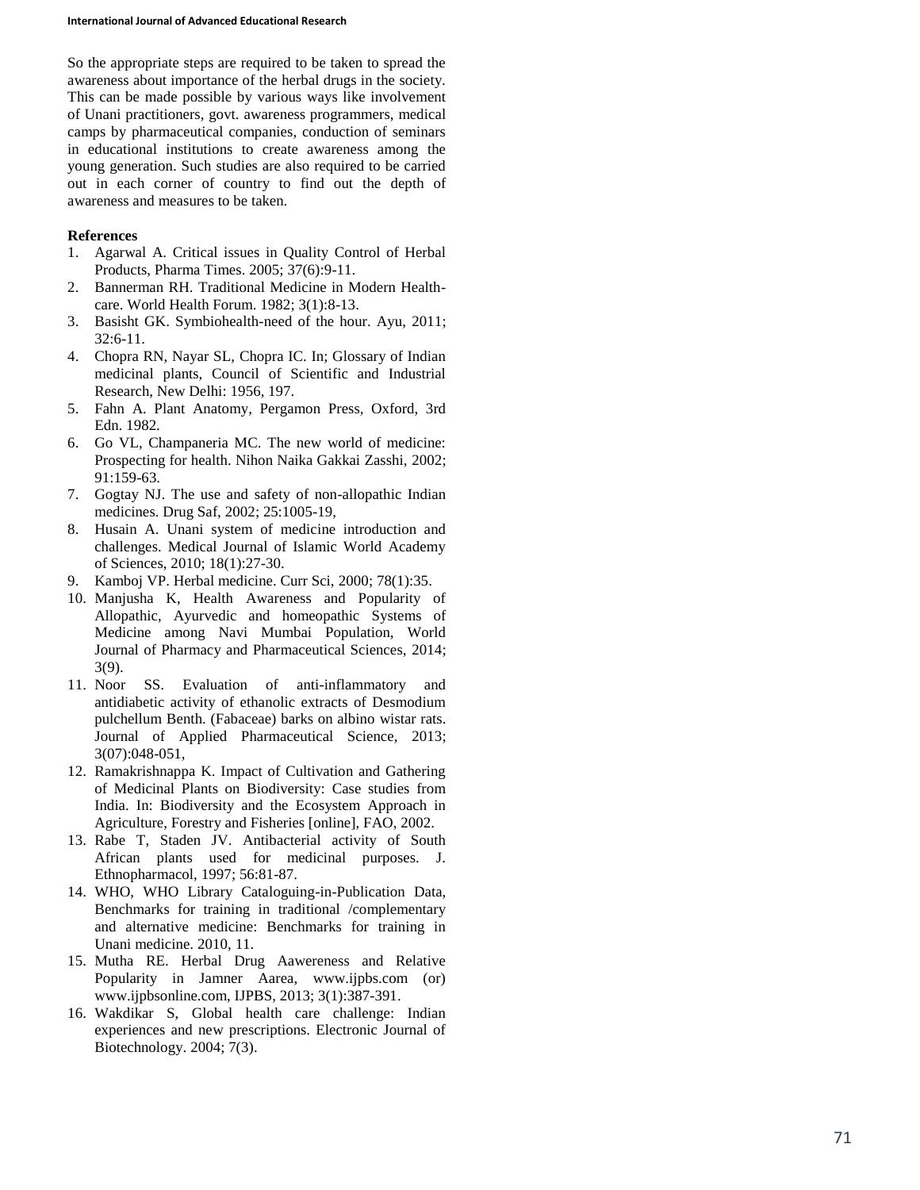So the appropriate steps are required to be taken to spread the awareness about importance of the herbal drugs in the society. This can be made possible by various ways like involvement of Unani practitioners, govt. awareness programmers, medical camps by pharmaceutical companies, conduction of seminars in educational institutions to create awareness among the young generation. Such studies are also required to be carried out in each corner of country to find out the depth of awareness and measures to be taken.

## References

1. Agarwal A. Critical issues in Quality Control of Herbal Products, Pharma Times. 2005; 37(6):9-11.
2. Bannerman RH. Traditional Medicine in Modern Health-care. World Health Forum. 1982; 3(1):8-13.
3. Basisht GK. Symbiohealth-need of the hour. Ayu, 2011; 32:6-11.
4. Chopra RN, Nayar SL, Chopra IC. In; Glossary of Indian medicinal plants, Council of Scientific and Industrial Research, New Delhi: 1956, 197.
5. Fahn A. Plant Anatomy, Pergamon Press, Oxford, 3rd Edn. 1982.
6. Go VL, Champaneria MC. The new world of medicine: Prospecting for health. Nihon Naika Gakkai Zasshi, 2002; 91:159-63.
7. Gogtay NJ. The use and safety of non-allopathic Indian medicines. Drug Saf, 2002; 25:1005-19,
8. Husain A. Unani system of medicine introduction and challenges. Medical Journal of Islamic World Academy of Sciences, 2010; 18(1):27-30.
9. Kamboj VP. Herbal medicine. Curr Sci, 2000; 78(1):35.
10. Manjusha K, Health Awareness and Popularity of Allopathic, Ayurvedic and homeopathic Systems of Medicine among Navi Mumbai Population, World Journal of Pharmacy and Pharmaceutical Sciences, 2014; 3(9).
11. Noor SS. Evaluation of anti-inflammatory and antidiabetic activity of ethanolic extracts of Desmodium pulchellum Benth. (Fabaceae) barks on albino wistar rats. Journal of Applied Pharmaceutical Science, 2013; 3(07):048-051,
12. Ramakrishnappa K. Impact of Cultivation and Gathering of Medicinal Plants on Biodiversity: Case studies from India. In: Biodiversity and the Ecosystem Approach in Agriculture, Forestry and Fisheries [online], FAO, 2002.
13. Rabe T, Staden JV. Antibacterial activity of South African plants used for medicinal purposes. J. Ethnopharmacol, 1997; 56:81-87.
14. WHO, WHO Library Cataloguing-in-Publication Data, Benchmarks for training in traditional /complementary and alternative medicine: Benchmarks for training in Unani medicine. 2010, 11.
15. Mutha RE. Herbal Drug Aawereness and Relative Popularity in Jamner Aarea, www.ijpbs.com (or) www.ijpbsonline.com, IJPBS, 2013; 3(1):387-391.
16. Wakdikar S, Global health care challenge: Indian experiences and new prescriptions. Electronic Journal of Biotechnology. 2004; 7(3).